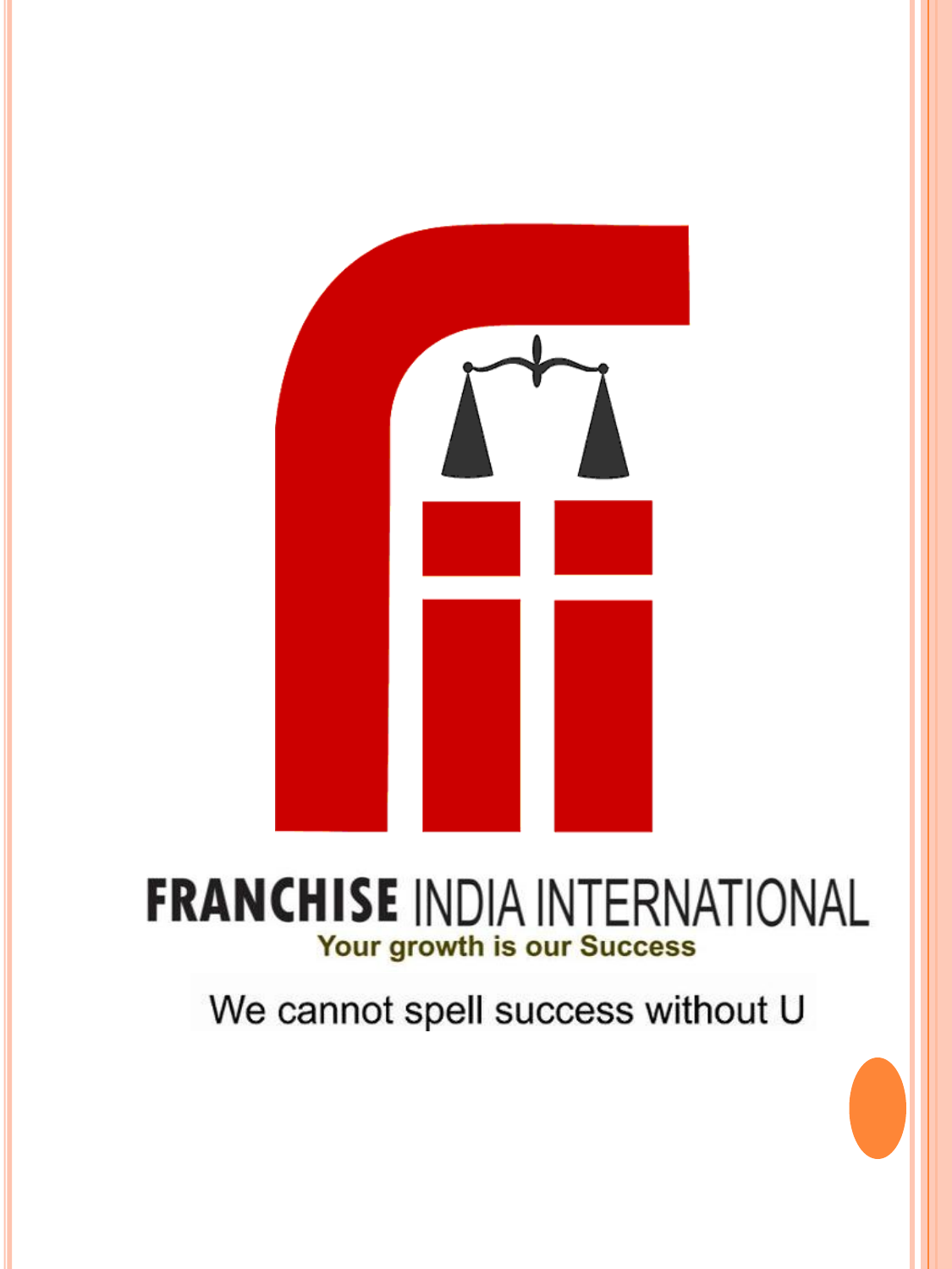# FRANCHISE INDIA INTERNATIONAL

**Your growth is our Success**

We cannot spell success without U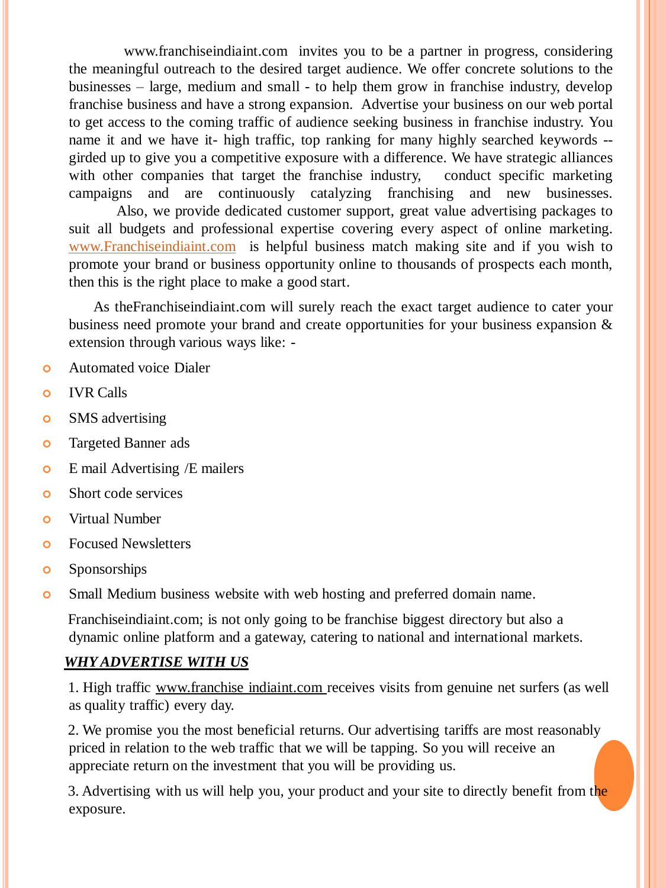www.franchiseindiaint.com invites you to be a partner in progress, considering the meaningful outreach to the desired target audience. We offer concrete solutions to the businesses – large, medium and small - to help them grow in franchise industry, develop franchise business and have a strong expansion. Advertise your business on our web portal to get access to the coming traffic of audience seeking business in franchise industry. You name it and we have it- high traffic, top ranking for many highly searched keywords -- girded up to give you a competitive exposure with a difference. We have strategic alliances with other companies that target the franchise industry, conduct specific marketing campaigns and are continuously catalyzing franchising and new businesses.

Also, we provide dedicated customer support, great value advertising packages to suit all budgets and professional expertise covering every aspect of online marketing. www.Franchiseindiaint.com is helpful business match making site and if you wish to promote your brand or business opportunity online to thousands of prospects each month, then this is the right place to make a good start.

As theFranchiseindiaint.com will surely reach the exact target audience to cater your business need promote your brand and create opportunities for your business expansion & extension through various ways like: -

- Automated voice Dialer
- IVR Calls
- SMS advertising
- Targeted Banner ads
- E mail Advertising /E mailers
- Short code services
- Virtual Number
- Focused Newsletters
- Sponsorships
- Small Medium business website with web hosting and preferred domain name.

Franchiseindiaint.com; is not only going to be franchise biggest directory but also a dynamic online platform and a gateway, catering to national and international markets.

***WHY ADVERTISE WITH US***

1. High traffic www.franchise indiaint.com receives visits from genuine net surfers (as well as quality traffic) every day.

2. We promise you the most beneficial returns. Our advertising tariffs are most reasonably priced in relation to the web traffic that we will be tapping. So you will receive an appreciate return on the investment that you will be providing us.

3. Advertising with us will help you, your product and your site to directly benefit from the exposure.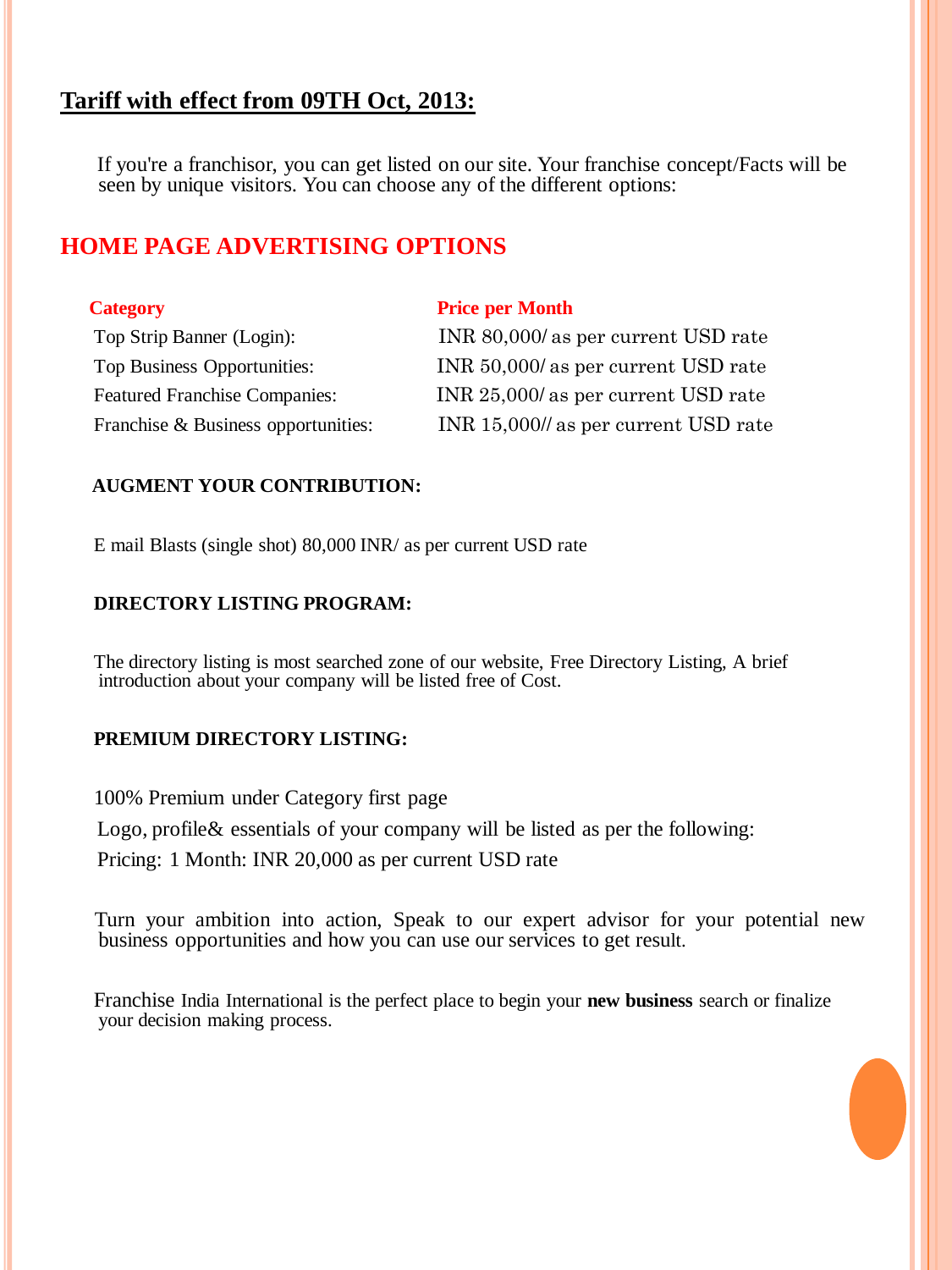## Tariff with effect from 09TH Oct, 2013:

If you're a franchisor, you can get listed on our site. Your franchise concept/Facts will be seen by unique visitors. You can choose any of the different options:

## HOME PAGE ADVERTISING OPTIONS

| Category | Price per Month |
| --- | --- |
| Top Strip Banner (Login): | INR 80,000/ as per current USD rate |
| Top Business Opportunities: | INR 50,000/ as per current USD rate |
| Featured Franchise Companies: | INR 25,000/ as per current USD rate |
| Franchise & Business opportunities: | INR 15,000// as per current USD rate |

**AUGMENT YOUR CONTRIBUTION:**

E mail Blasts (single shot) 80,000 INR/ as per current USD rate

**DIRECTORY LISTING PROGRAM:**

The directory listing is most searched zone of our website, Free Directory Listing, A brief introduction about your company will be listed free of Cost.

**PREMIUM DIRECTORY LISTING:**

100% Premium under Category first page

Logo, profile& essentials of your company will be listed as per the following:

Pricing: 1 Month: INR 20,000 as per current USD rate

Turn your ambition into action, Speak to our expert advisor for your potential new business opportunities and how you can use our services to get result.

Franchise India International is the perfect place to begin your **new business** search or finalize your decision making process.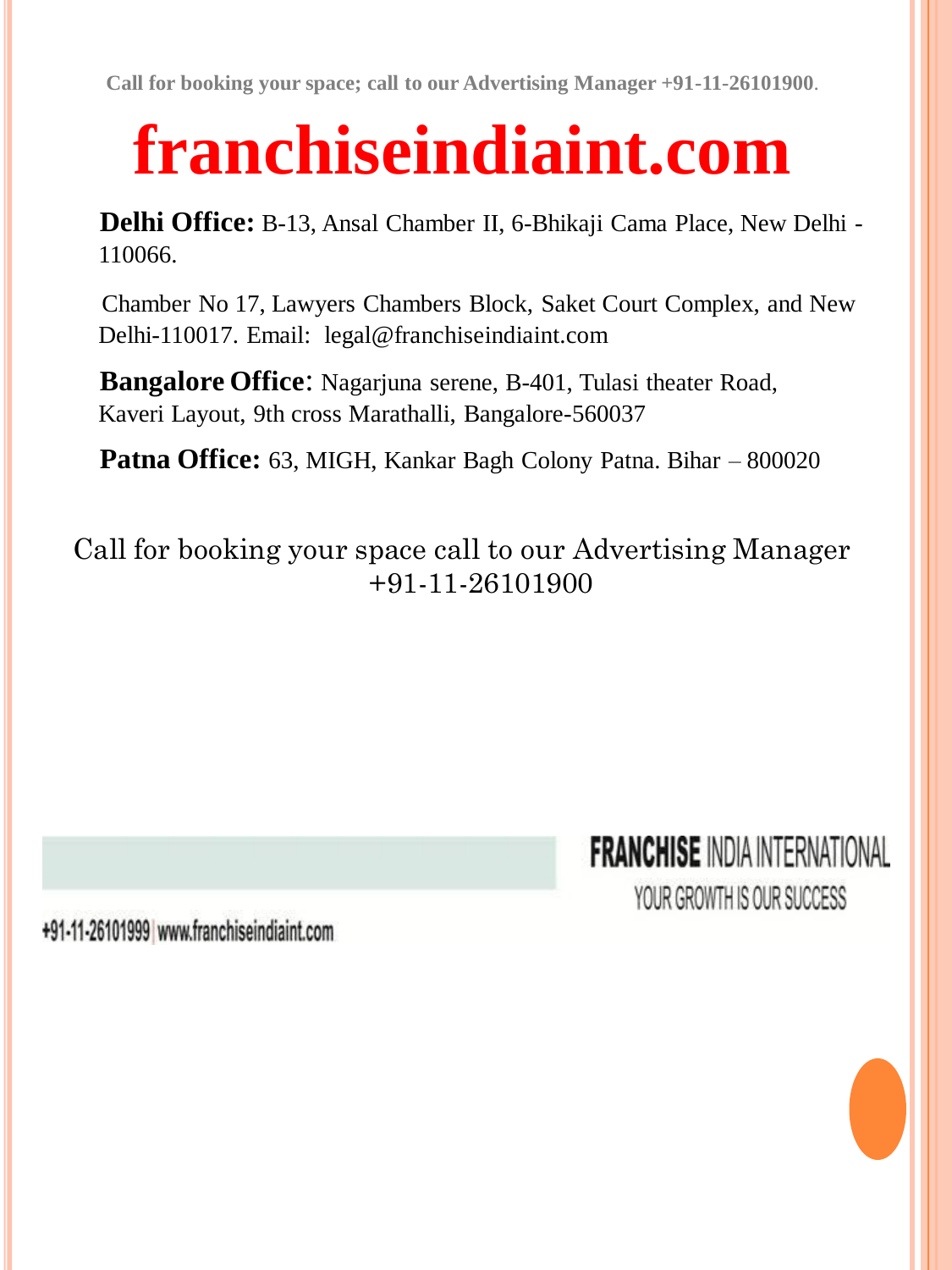Call for booking your space; call to our Advertising Manager +91-11-26101900.

# franchiseindiaint.com

**Delhi Office:** B-13, Ansal Chamber II, 6-Bhikaji Cama Place, New Delhi - 110066.

Chamber No 17, Lawyers Chambers Block, Saket Court Complex, and New Delhi-110017. Email: legal@franchiseindiaint.com

**Bangalore Office**: Nagarjuna serene, B-401, Tulasi theater Road, Kaveri Layout, 9th cross Marathalli, Bangalore-560037

**Patna Office:** 63, MIGH, Kankar Bagh Colony Patna. Bihar – 800020

Call for booking your space call to our Advertising Manager +91-11-26101900

**FRANCHISE** INDIA INTERNATIONAL

YOUR GROWTH IS OUR SUCCESS

+91-11-26101999 | www.franchiseindiaint.com